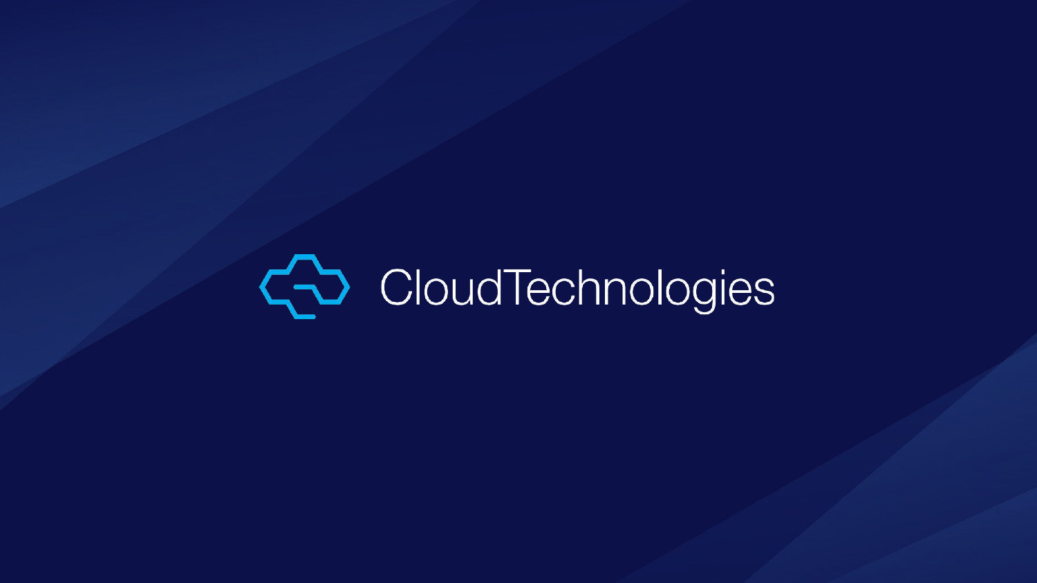CloudTechnologies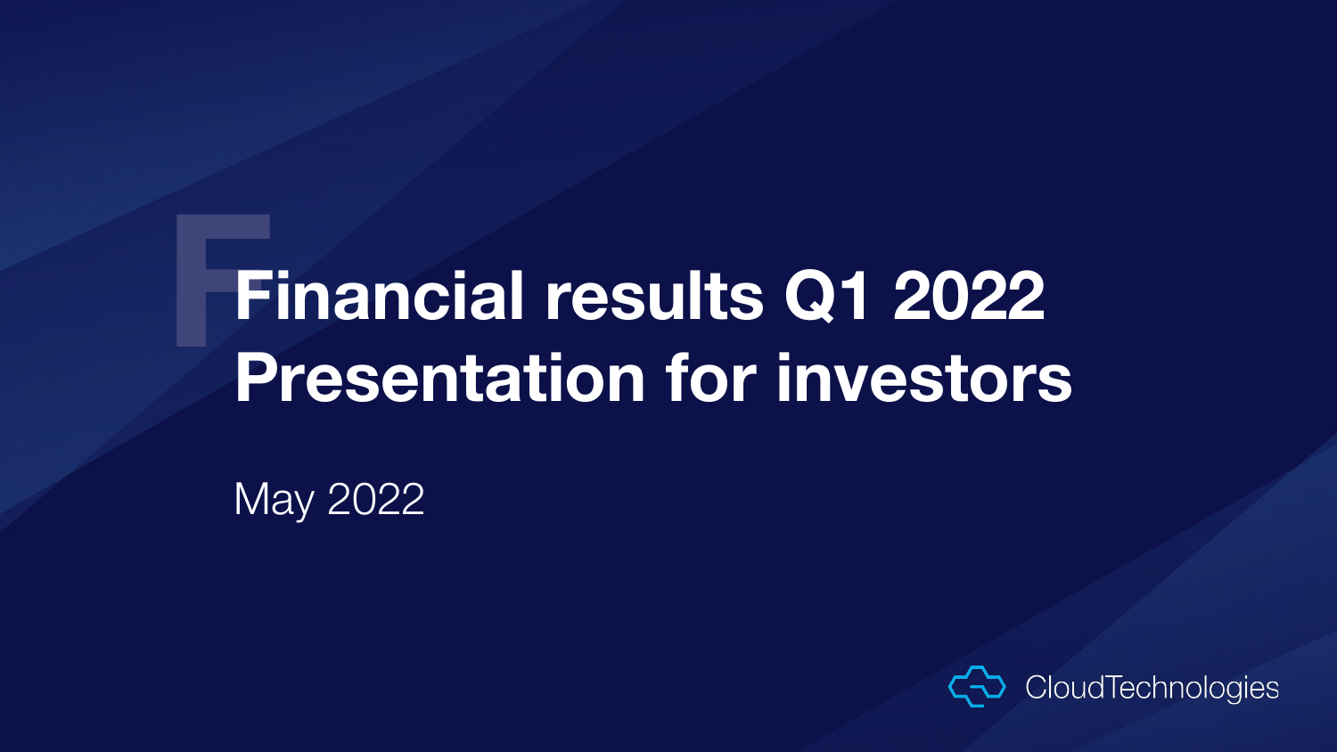# Financial results Q1 2022
# Presentation for investors

May 2022

CloudTechnologies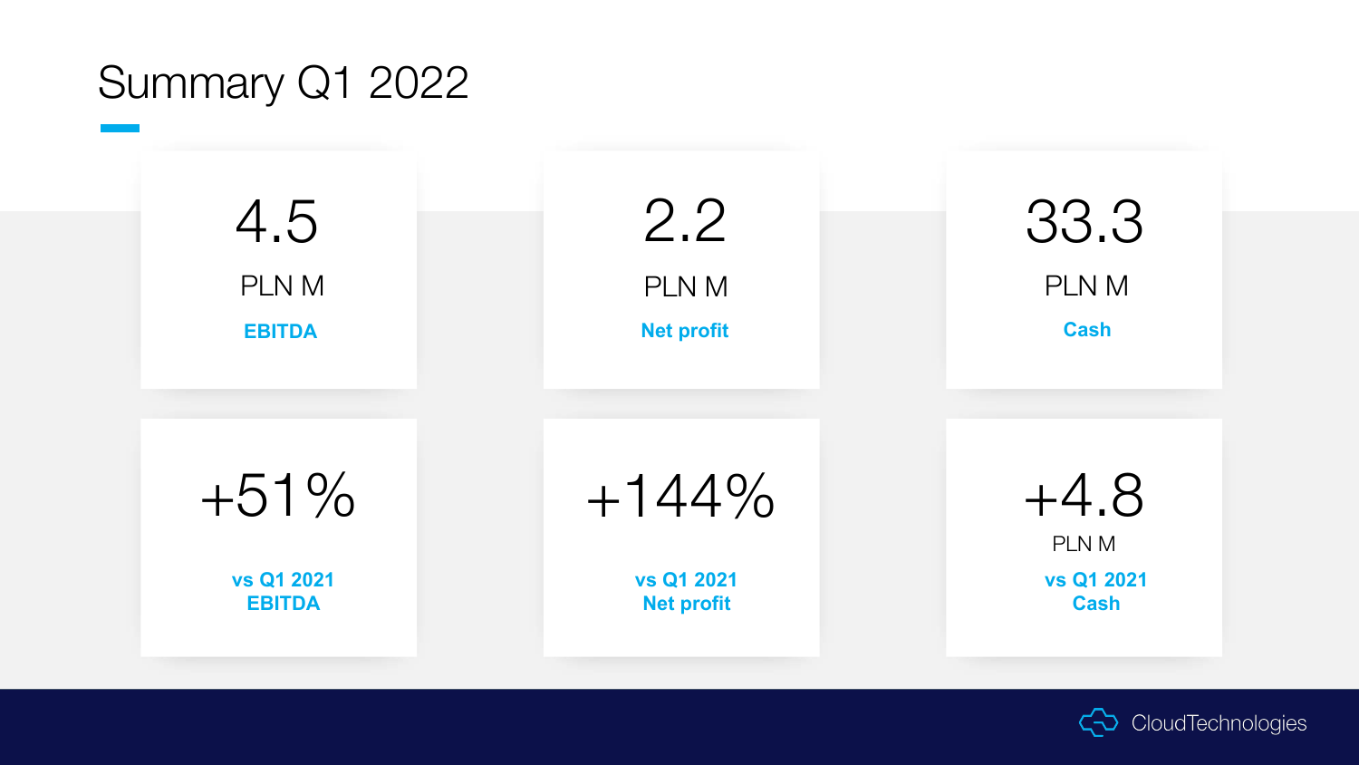# Summary Q1 2022

| 4.5 PLN M | 2.2 PLN M | 33.3 PLN M |
|---|---|---|
| **EBITDA** | **Net profit** | **Cash** |

| +51% | +144% | +4.8 PLN M |
|---|---|---|
| **vs Q1 2021 EBITDA** | **vs Q1 2021 Net profit** | **vs Q1 2021 Cash** |

CloudTechnologies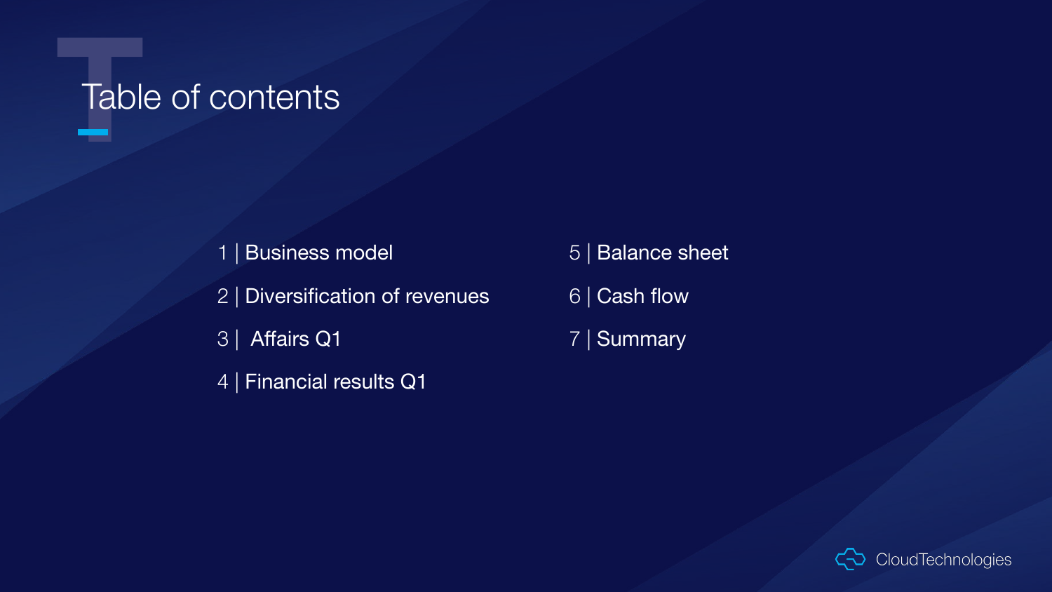# Table of contents

1 | Business model

2 | Diversification of revenues

3 | Affairs Q1

4 | Financial results Q1

5 | Balance sheet

6 | Cash flow

7 | Summary

CloudTechnologies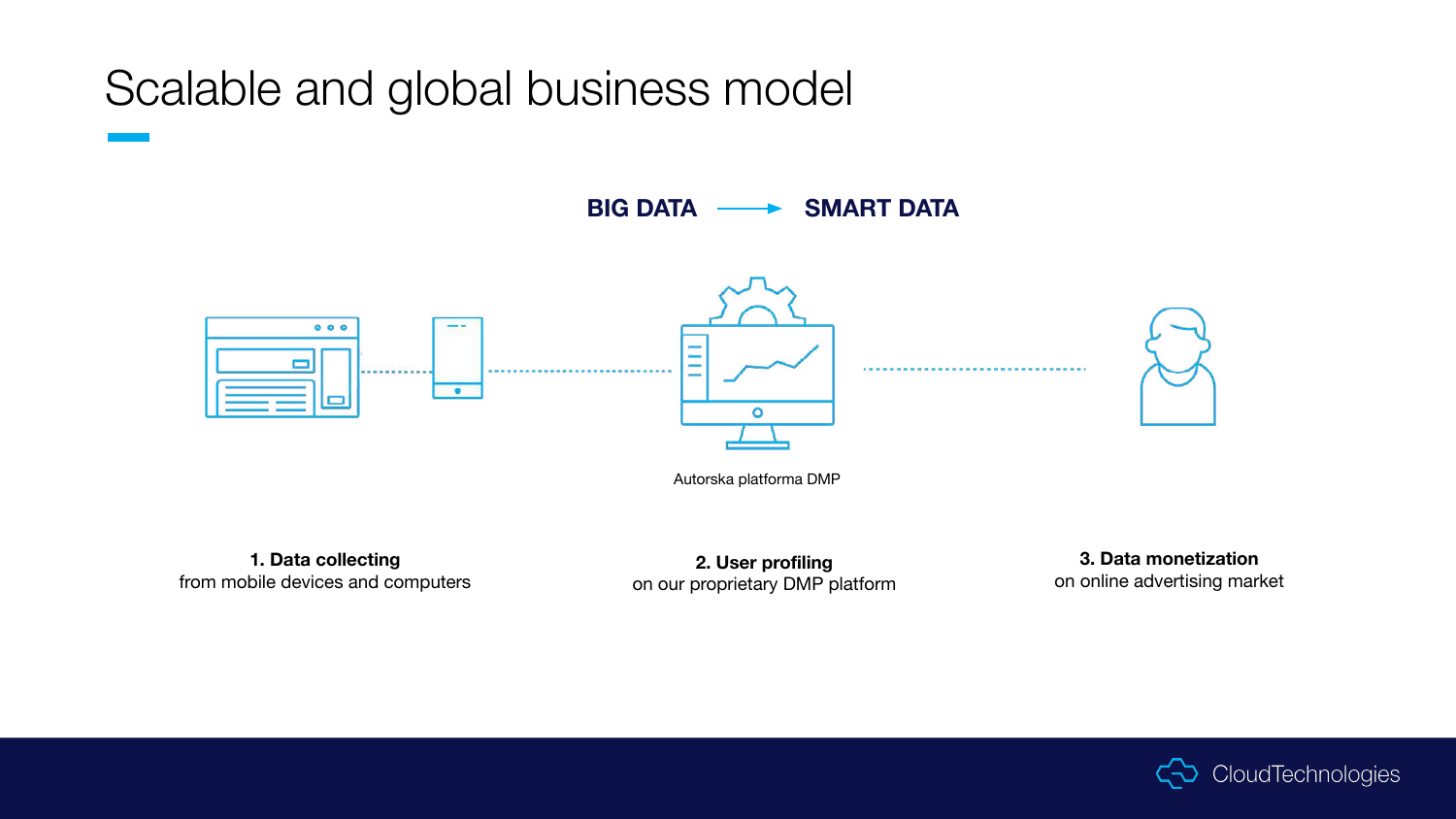# Scalable and global business model

**BIG DATA → SMART DATA**

Autorska platforma DMP

**1. Data collecting**
from mobile devices and computers

**2. User profiling**
on our proprietary DMP platform

**3. Data monetization**
on online advertising market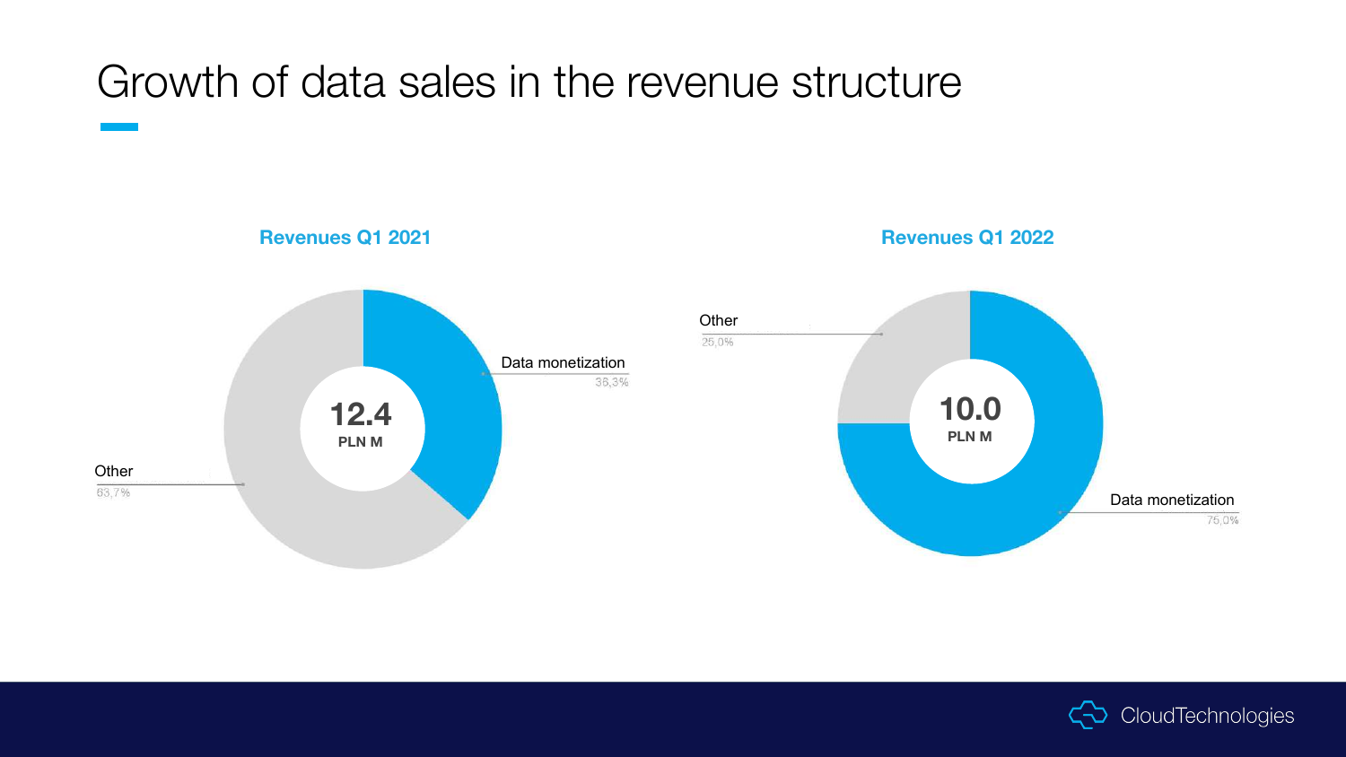# Growth of data sales in the revenue structure

**Revenues Q1 2021**

12.4
PLN M

Data monetization
36,3%

Other
63,7%

**Revenues Q1 2022**

10.0
PLN M

Other
25,0%

Data monetization
75,0%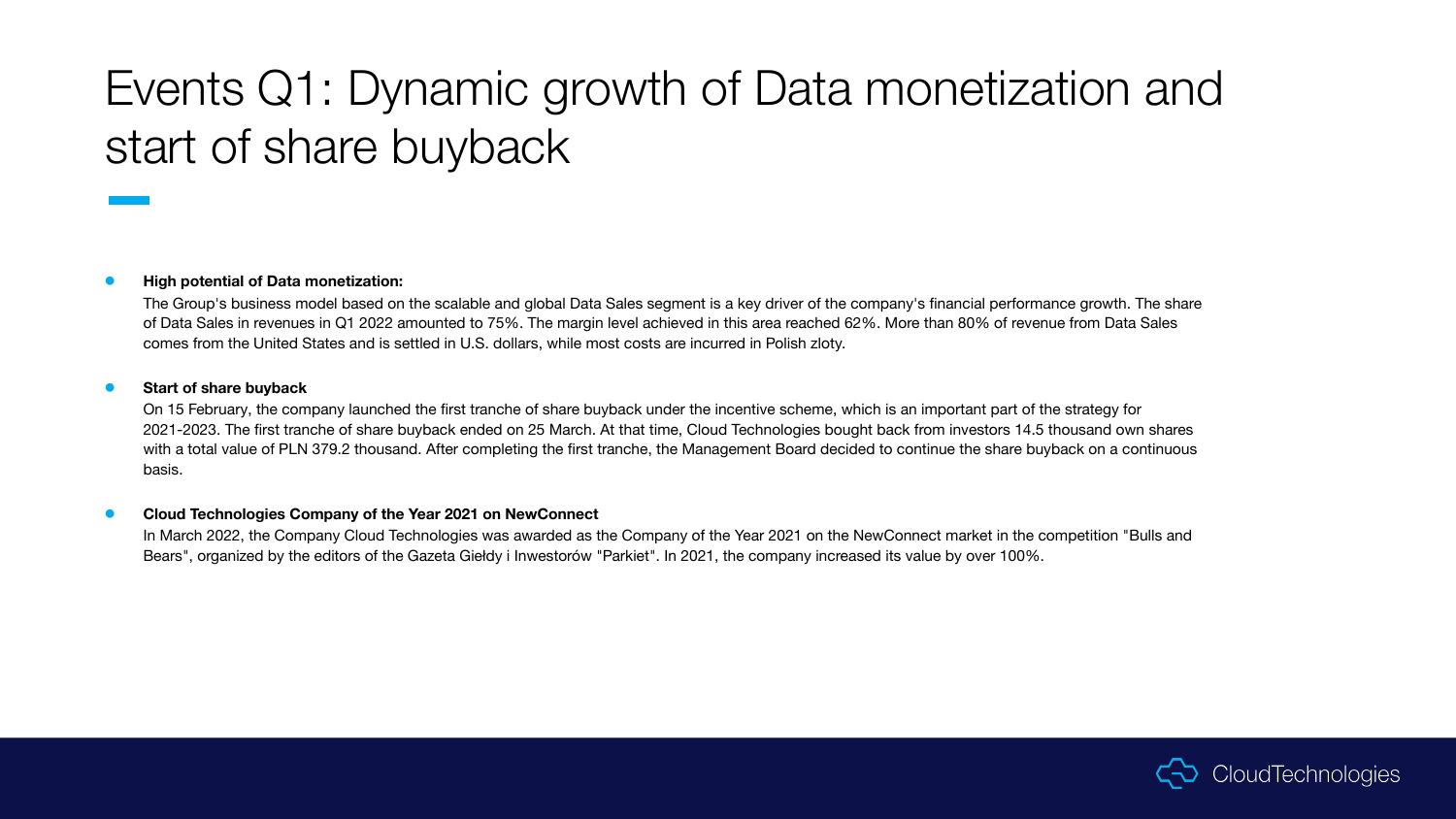# Events Q1: Dynamic growth of Data monetization and start of share buyback

- **High potential of Data monetization:**

  The Group's business model based on the scalable and global Data Sales segment is a key driver of the company's financial performance growth. The share of Data Sales in revenues in Q1 2022 amounted to 75%. The margin level achieved in this area reached 62%. More than 80% of revenue from Data Sales comes from the United States and is settled in U.S. dollars, while most costs are incurred in Polish zloty.

- **Start of share buyback**

  On 15 February, the company launched the first tranche of share buyback under the incentive scheme, which is an important part of the strategy for 2021-2023. The first tranche of share buyback ended on 25 March. At that time, Cloud Technologies bought back from investors 14.5 thousand own shares with a total value of PLN 379.2 thousand. After completing the first tranche, the Management Board decided to continue the share buyback on a continuous basis.

- **Cloud Technologies Company of the Year 2021 on NewConnect**

  In March 2022, the Company Cloud Technologies was awarded as the Company of the Year 2021 on the NewConnect market in the competition "Bulls and Bears", organized by the editors of the Gazeta Giełdy i Inwestorów "Parkiet". In 2021, the company increased its value by over 100%.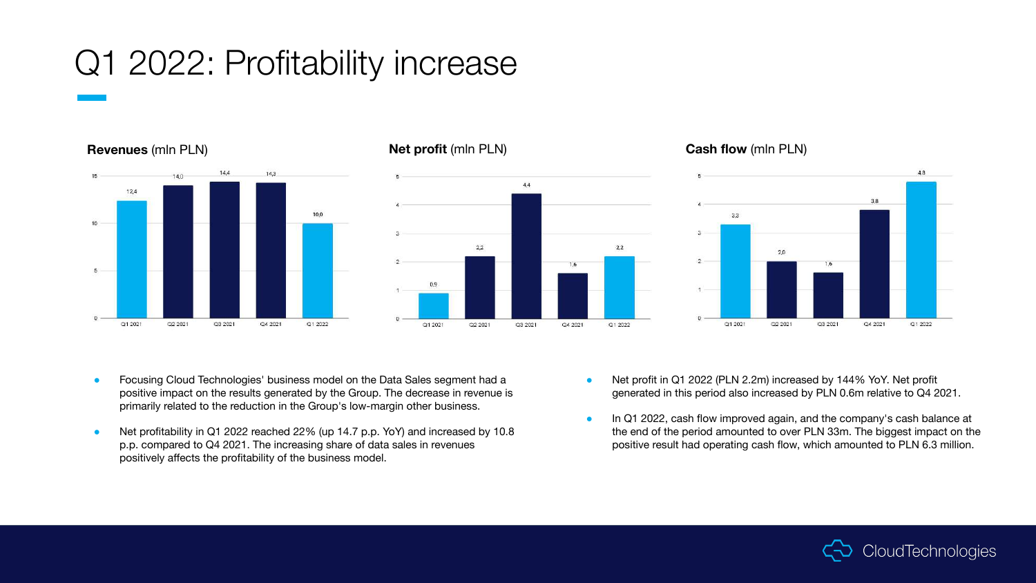# Q1 2022: Profitability increase

**Revenues** (mln PLN)

| Q1 2021 | Q2 2021 | Q3 2021 | Q4 2021 | Q1 2022 |
|---|---|---|---|---|
| 12,4 | 14,0 | 14,4 | 14,3 | 10,0 |

**Net profit** (mln PLN)

| Q1 2021 | Q2 2021 | Q3 2021 | Q4 2021 | Q1 2022 |
|---|---|---|---|---|
| 0,9 | 2,2 | 4,4 | 1,6 | 2,2 |

**Cash flow** (mln PLN)

| Q1 2021 | Q2 2021 | Q3 2021 | Q4 2021 | Q1 2022 |
|---|---|---|---|---|
| 3,3 | 2,0 | 1,6 | 3,8 | 4,8 |

- Focusing Cloud Technologies' business model on the Data Sales segment had a positive impact on the results generated by the Group. The decrease in revenue is primarily related to the reduction in the Group's low-margin other business.
- Net profitability in Q1 2022 reached 22% (up 14.7 p.p. YoY) and increased by 10.8 p.p. compared to Q4 2021. The increasing share of data sales in revenues positively affects the profitability of the business model.
- Net profit in Q1 2022 (PLN 2.2m) increased by 144% YoY. Net profit generated in this period also increased by PLN 0.6m relative to Q4 2021.
- In Q1 2022, cash flow improved again, and the company's cash balance at the end of the period amounted to over PLN 33m. The biggest impact on the positive result had operating cash flow, which amounted to PLN 6.3 million.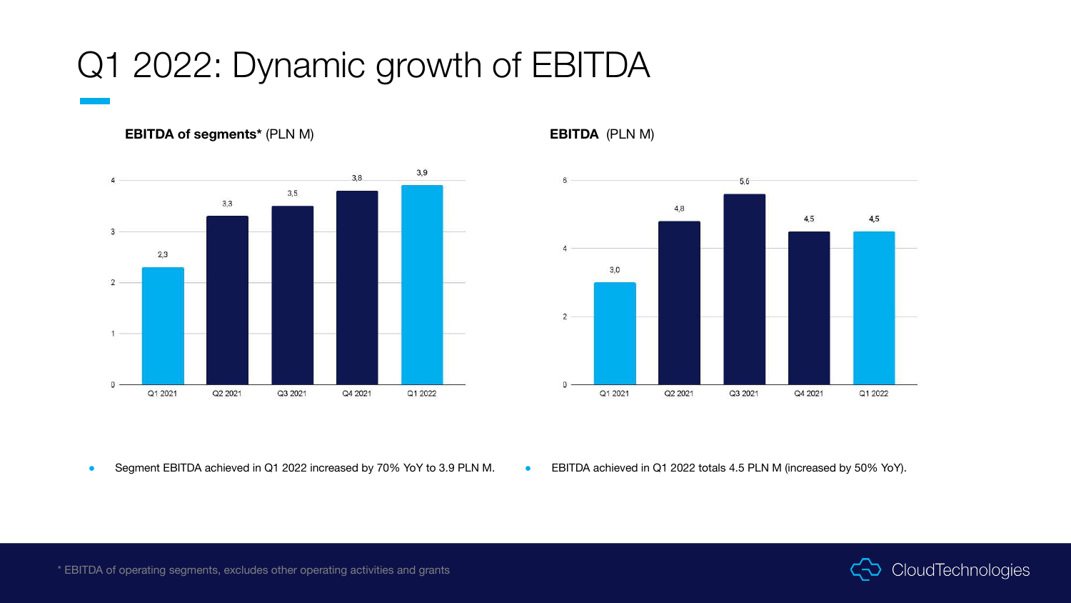# Q1 2022: Dynamic growth of EBITDA

**EBITDA of segments*** (PLN M)

| | Q1 2021 | Q2 2021 | Q3 2021 | Q4 2021 | Q1 2022 |
|---|---|---|---|---|---|
| EBITDA of segments | 2,3 | 3,3 | 3,5 | 3,8 | 3,9 |

**EBITDA** (PLN M)

| | Q1 2021 | Q2 2021 | Q3 2021 | Q4 2021 | Q1 2022 |
|---|---|---|---|---|---|
| EBITDA | 3,0 | 4,8 | 5,6 | 4,5 | 4,5 |

- Segment EBITDA achieved in Q1 2022 increased by 70% YoY to 3.9 PLN M.
- EBITDA achieved in Q1 2022 totals 4.5 PLN M (increased by 50% YoY).

* EBITDA of operating segments, excludes other operating activities and grants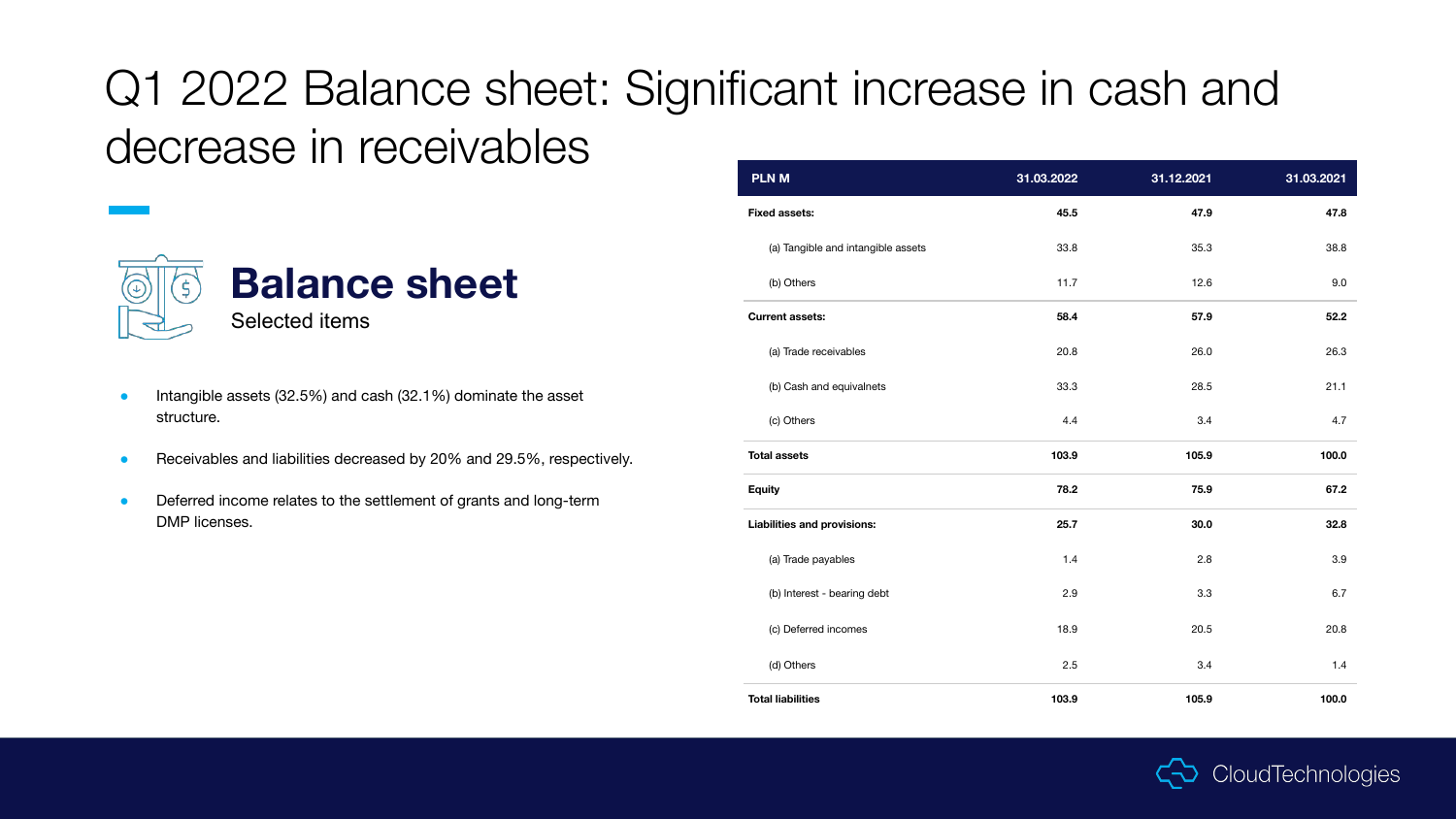# Q1 2022 Balance sheet: Significant increase in cash and decrease in receivables

## Balance sheet

Selected items

- Intangible assets (32.5%) and cash (32.1%) dominate the asset structure.
- Receivables and liabilities decreased by 20% and 29.5%, respectively.
- Deferred income relates to the settlement of grants and long-term DMP licenses.

| PLN M | 31.03.2022 | 31.12.2021 | 31.03.2021 |
|---|---|---|---|
| **Fixed assets:** | **45.5** | **47.9** | **47.8** |
| (a) Tangible and intangible assets | 33.8 | 35.3 | 38.8 |
| (b) Others | 11.7 | 12.6 | 9.0 |
| **Current assets:** | **58.4** | **57.9** | **52.2** |
| (a) Trade receivables | 20.8 | 26.0 | 26.3 |
| (b) Cash and equivalnets | 33.3 | 28.5 | 21.1 |
| (c) Others | 4.4 | 3.4 | 4.7 |
| **Total assets** | **103.9** | **105.9** | **100.0** |
| **Equity** | **78.2** | **75.9** | **67.2** |
| **Liabilities and provisions:** | **25.7** | **30.0** | **32.8** |
| (a) Trade payables | 1.4 | 2.8 | 3.9 |
| (b) Interest - bearing debt | 2.9 | 3.3 | 6.7 |
| (c) Deferred incomes | 18.9 | 20.5 | 20.8 |
| (d) Others | 2.5 | 3.4 | 1.4 |
| **Total liabilities** | **103.9** | **105.9** | **100.0** |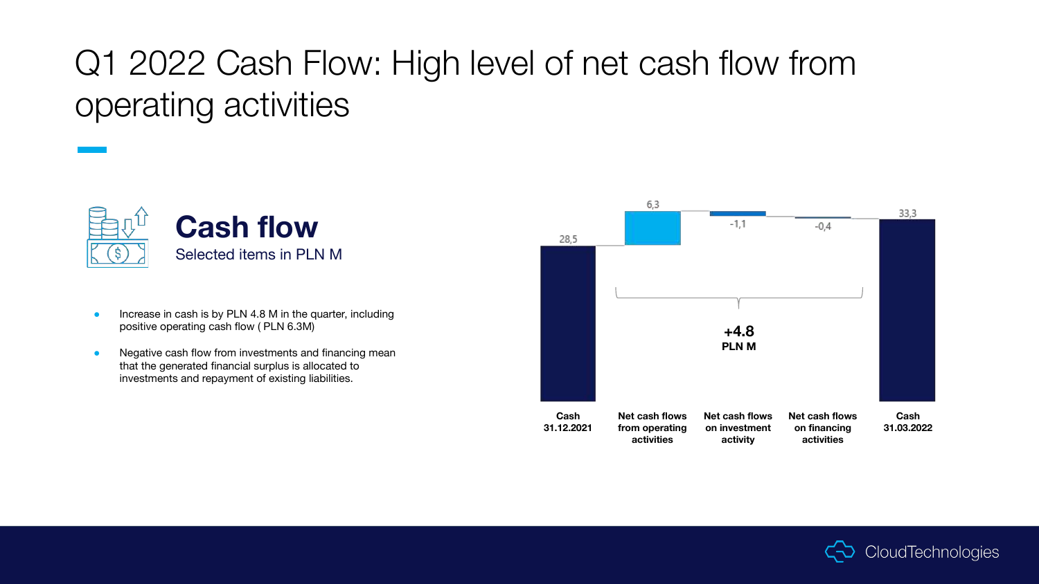# Q1 2022 Cash Flow: High level of net cash flow from operating activities

## Cash flow

Selected items in PLN M

- Increase in cash is by PLN 4.8 M in the quarter, including positive operating cash flow ( PLN 6.3M)
- Negative cash flow from investments and financing mean that the generated financial surplus is allocated to investments and repayment of existing liabilities.

| Cash 31.12.2021 | Net cash flows from operating activities | Net cash flows on investment activity | Net cash flows on financing activities | Cash 31.03.2022 |
|---|---|---|---|---|
| 28,5 | 6,3 | -1,1 | -0,4 | 33,3 |

**+4.8 PLN M**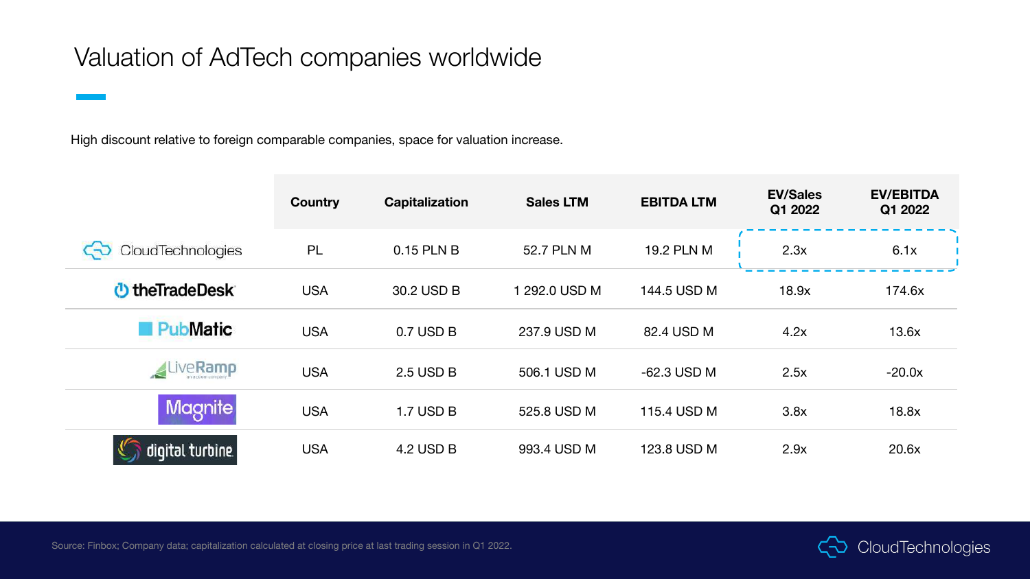# Valuation of AdTech companies worldwide

High discount relative to foreign comparable companies, space for valuation increase.

| | Country | Capitalization | Sales LTM | EBITDA LTM | EV/Sales Q1 2022 | EV/EBITDA Q1 2022 |
|---|---|---|---|---|---|---|
| CloudTechnologies | PL | 0.15 PLN B | 52.7 PLN M | 19.2 PLN M | 2.3x | 6.1x |
| theTradeDesk | USA | 30.2 USD B | 1 292.0 USD M | 144.5 USD M | 18.9x | 174.6x |
| PubMatic | USA | 0.7 USD B | 237.9 USD M | 82.4 USD M | 4.2x | 13.6x |
| LiveRamp | USA | 2.5 USD B | 506.1 USD M | -62.3 USD M | 2.5x | -20.0x |
| Magnite | USA | 1.7 USD B | 525.8 USD M | 115.4 USD M | 3.8x | 18.8x |
| digital turbine | USA | 4.2 USD B | 993.4 USD M | 123.8 USD M | 2.9x | 20.6x |

Source: Finbox; Company data; capitalization calculated at closing price at last trading session in Q1 2022.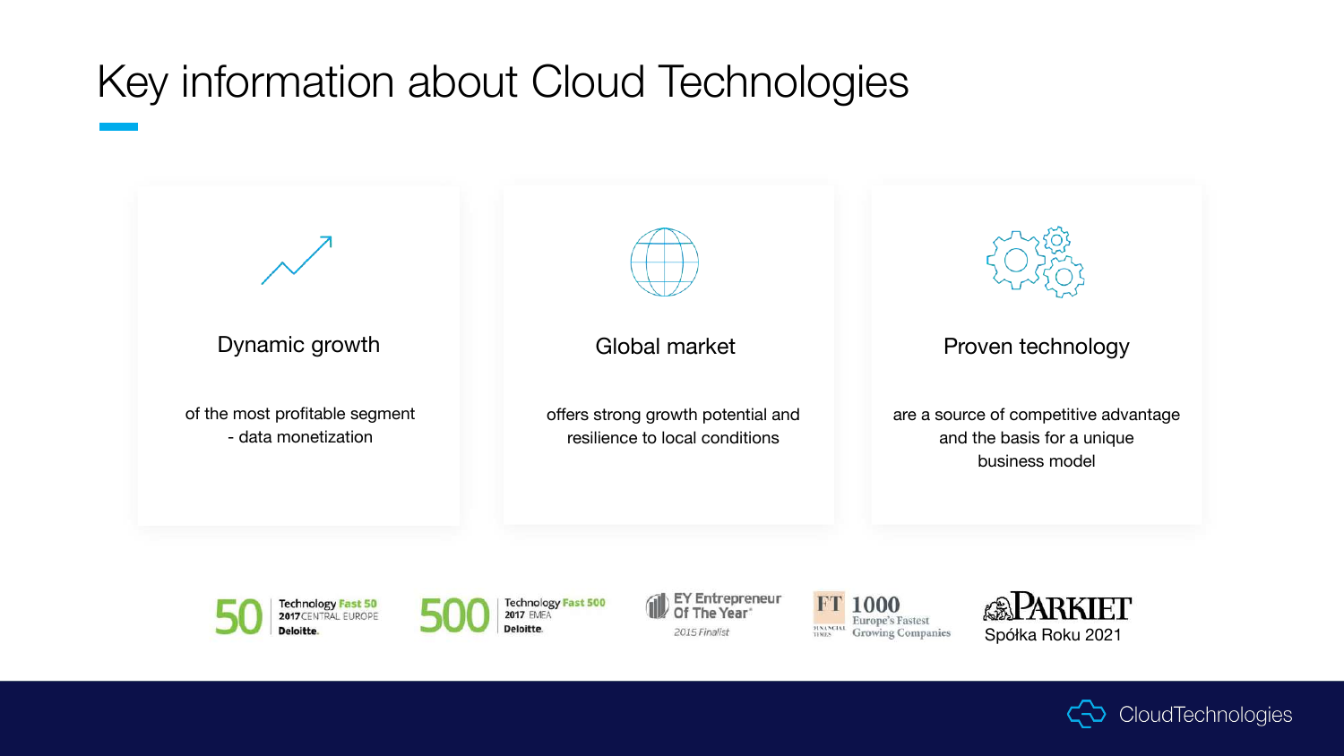# Key information about Cloud Technologies

### Dynamic growth

of the most profitable segment - data monetization

### Global market

offers strong growth potential and resilience to local conditions

### Proven technology

are a source of competitive advantage and the basis for a unique business model

50 Technology Fast 50 2017 CENTRAL EUROPE Deloitte.

500 Technology Fast 500 2017 EMEA Deloitte.

EY Entrepreneur Of The Year 2015 Finalist

FT 1000 Europe's Fastest Growing Companies

PARKIET Spółka Roku 2021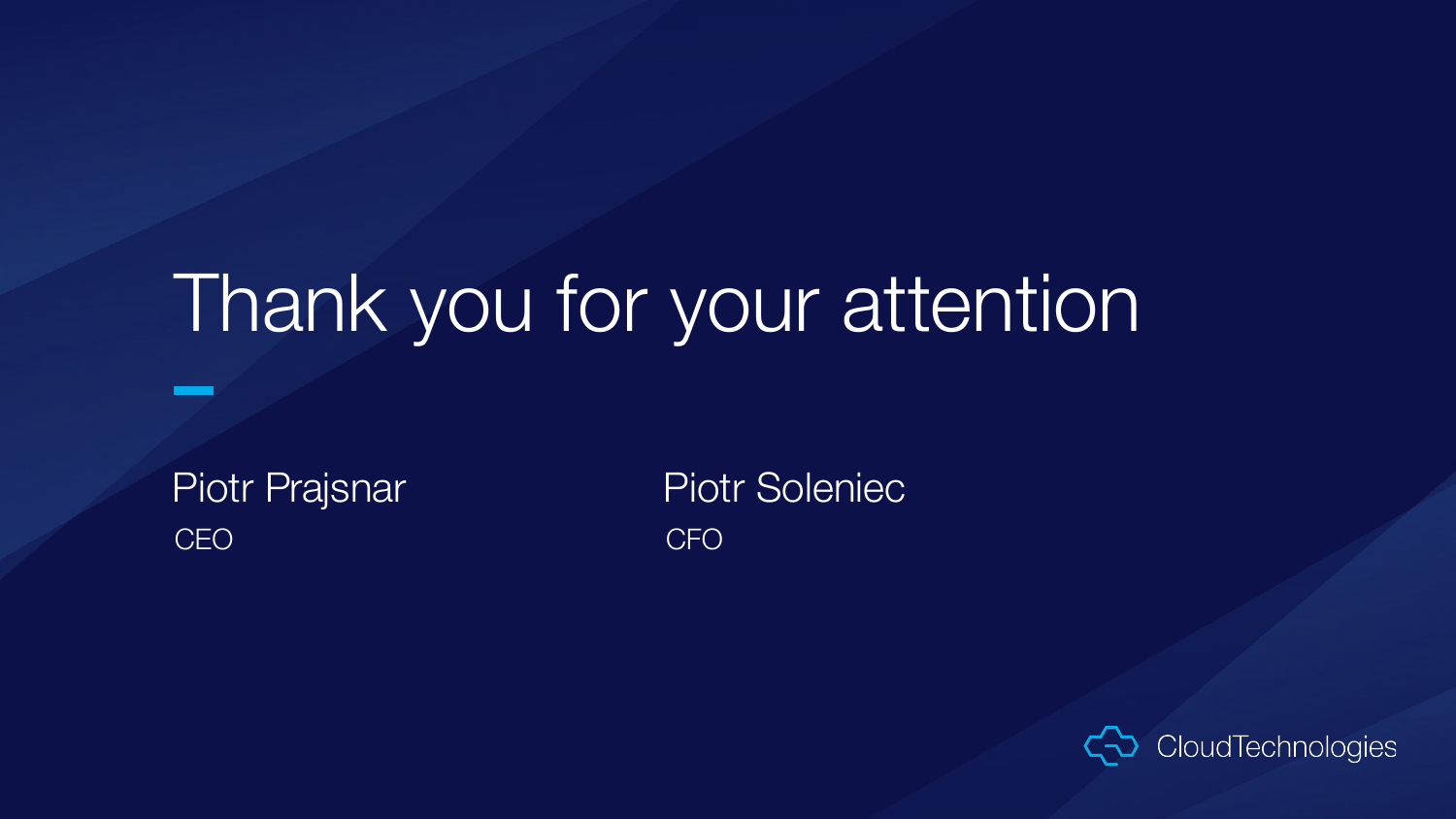# Thank you for your attention

Piotr Prajsnar
CEO

Piotr Soleniec
CFO

CloudTechnologies